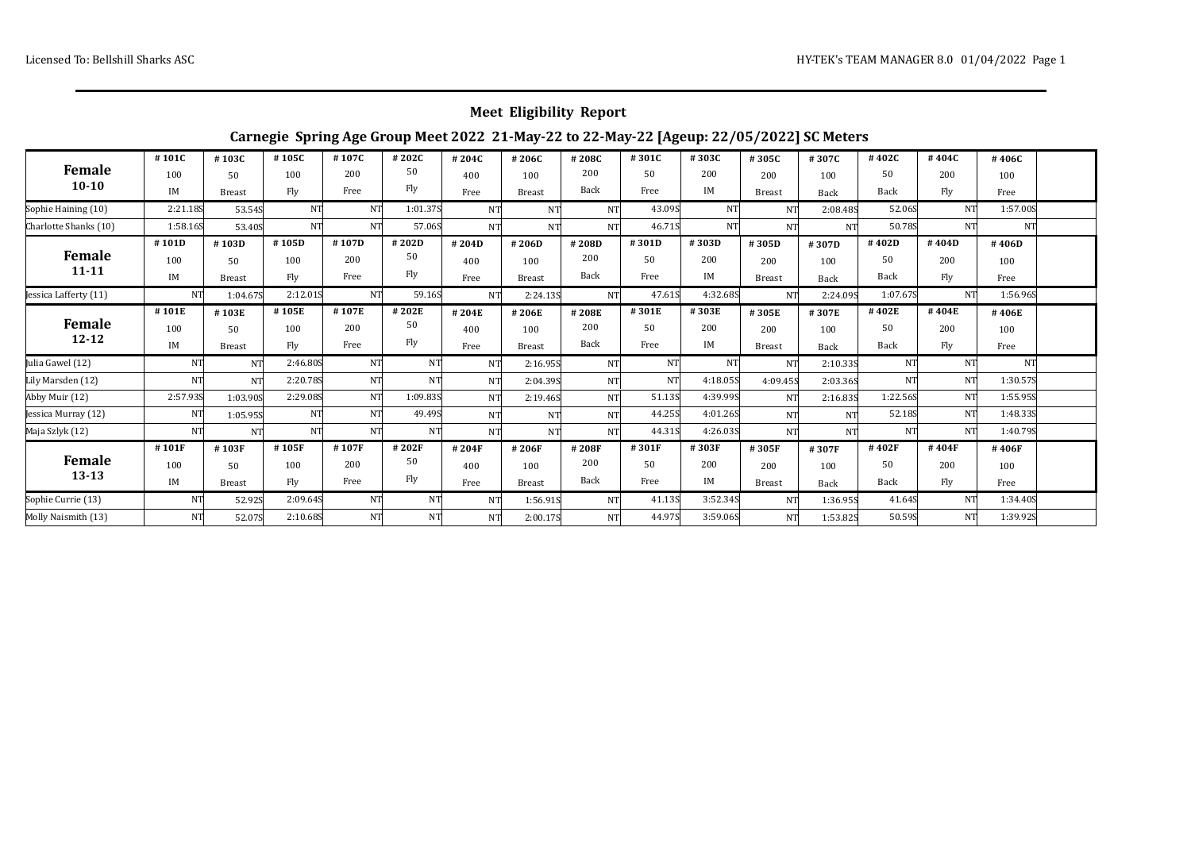## Meet Eligibility Report

### Carnegie Spring Age Group Meet 2022 21-May-22 to 22-May-22 [Ageup: 22/05/2022] SC Meters

| Female 10-10 | #101C 100 IM | #103C 50 Breast | #105C 100 Fly | #107C 200 Free | #202C 50 Fly | #204C 400 Free | #206C 100 Breast | #208C 200 Back | #301C 50 Free | #303C 200 IM | #305C 200 Breast | #307C 100 Back | #402C 50 Back | #404C 200 Fly | #406C 100 Free |
|---|---|---|---|---|---|---|---|---|---|---|---|---|---|---|---|
| Sophie Haining (10) | 2:21.18S | 53.54S | NT | NT | 1:01.37S | NT | NT | NT | 43.09S | NT | NT | 2:08.48S | 52.06S | NT | 1:57.00S |
| Charlotte Shanks (10) | 1:58.16S | 53.40S | NT | NT | 57.06S | NT | NT | NT | 46.71S | NT | NT | NT | 50.78S | NT | NT |
| **Female 11-11** | **#101D 100 IM** | **#103D 50 Breast** | **#105D 100 Fly** | **#107D 200 Free** | **#202D 50 Fly** | **#204D 400 Free** | **#206D 100 Breast** | **#208D 200 Back** | **#301D 50 Free** | **#303D 200 IM** | **#305D 200 Breast** | **#307D 100 Back** | **#402D 50 Back** | **#404D 200 Fly** | **#406D 100 Free** |
| Jessica Lafferty (11) | NT | 1:04.67S | 2:12.01S | NT | 59.16S | NT | 2:24.13S | NT | 47.61S | 4:32.68S | NT | 2:24.09S | 1:07.67S | NT | 1:56.96S |
| **Female 12-12** | **#101E 100 IM** | **#103E 50 Breast** | **#105E 100 Fly** | **#107E 200 Free** | **#202E 50 Fly** | **#204E 400 Free** | **#206E 100 Breast** | **#208E 200 Back** | **#301E 50 Free** | **#303E 200 IM** | **#305E 200 Breast** | **#307E 100 Back** | **#402E 50 Back** | **#404E 200 Fly** | **#406E 100 Free** |
| Julia Gawel (12) | NT | NT | 2:46.80S | NT | NT | NT | 2:16.95S | NT | NT | NT | NT | 2:10.33S | NT | NT | NT |
| Lily Marsden (12) | NT | NT | 2:20.78S | NT | NT | NT | 2:04.39S | NT | NT | 4:18.05S | 4:09.45S | 2:03.36S | NT | NT | 1:30.57S |
| Abby Muir (12) | 2:57.93S | 1:03.90S | 2:29.08S | NT | 1:09.83S | NT | 2:19.46S | NT | 51.13S | 4:39.99S | NT | 2:16.83S | 1:22.56S | NT | 1:55.95S |
| Jessica Murray (12) | NT | 1:05.95S | NT | NT | 49.49S | NT | NT | NT | 44.25S | 4:01.26S | NT | NT | 52.18S | NT | 1:48.33S |
| Maja Szlyk (12) | NT | NT | NT | NT | NT | NT | NT | NT | 44.31S | 4:26.03S | NT | NT | NT | NT | 1:40.79S |
| **Female 13-13** | **#101F 100 IM** | **#103F 50 Breast** | **#105F 100 Fly** | **#107F 200 Free** | **#202F 50 Fly** | **#204F 400 Free** | **#206F 100 Breast** | **#208F 200 Back** | **#301F 50 Free** | **#303F 200 IM** | **#305F 200 Breast** | **#307F 100 Back** | **#402F 50 Back** | **#404F 200 Fly** | **#406F 100 Free** |
| Sophie Currie (13) | NT | 52.92S | 2:09.64S | NT | NT | NT | 1:56.91S | NT | 41.13S | 3:52.34S | NT | 1:36.95S | 41.64S | NT | 1:34.40S |
| Molly Naismith (13) | NT | 52.07S | 2:10.68S | NT | NT | NT | 2:00.17S | NT | 44.97S | 3:59.06S | NT | 1:53.82S | 50.59S | NT | 1:39.92S |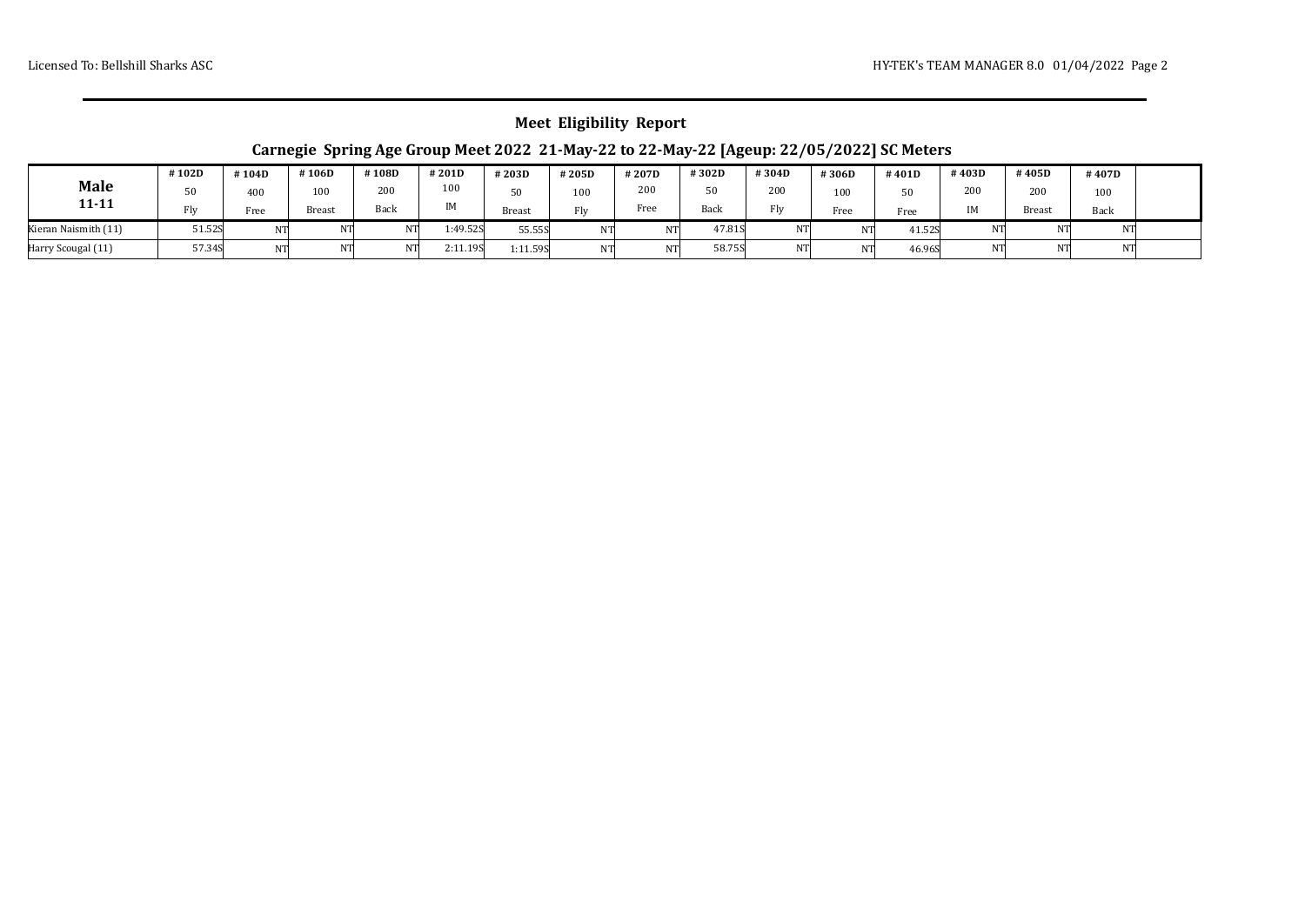## Meet Eligibility Report

### Carnegie Spring Age Group Meet 2022 21-May-22 to 22-May-22 [Ageup: 22/05/2022] SC Meters

| Male 11-11 | #102D 50 Fly | #104D 400 Free | #106D 100 Breast | #108D 200 Back | #201D 100 IM | #203D 50 Breast | #205D 100 Fly | #207D 200 Free | #302D 50 Back | #304D 200 Fly | #306D 100 Free | #401D 50 Free | #403D 200 IM | #405D 200 Breast | #407D 100 Back | |
|---|---|---|---|---|---|---|---|---|---|---|---|---|---|---|---|---|
| Kieran Naismith (11) | 51.52S | NT | NT | NT | 1:49.52S | 55.55S | NT | NT | 47.81S | NT | NT | 41.52S | NT | NT | NT | |
| Harry Scougal (11) | 57.34S | NT | NT | NT | 2:11.19S | 1:11.59S | NT | NT | 58.75S | NT | NT | 46.96S | NT | NT | NT | |